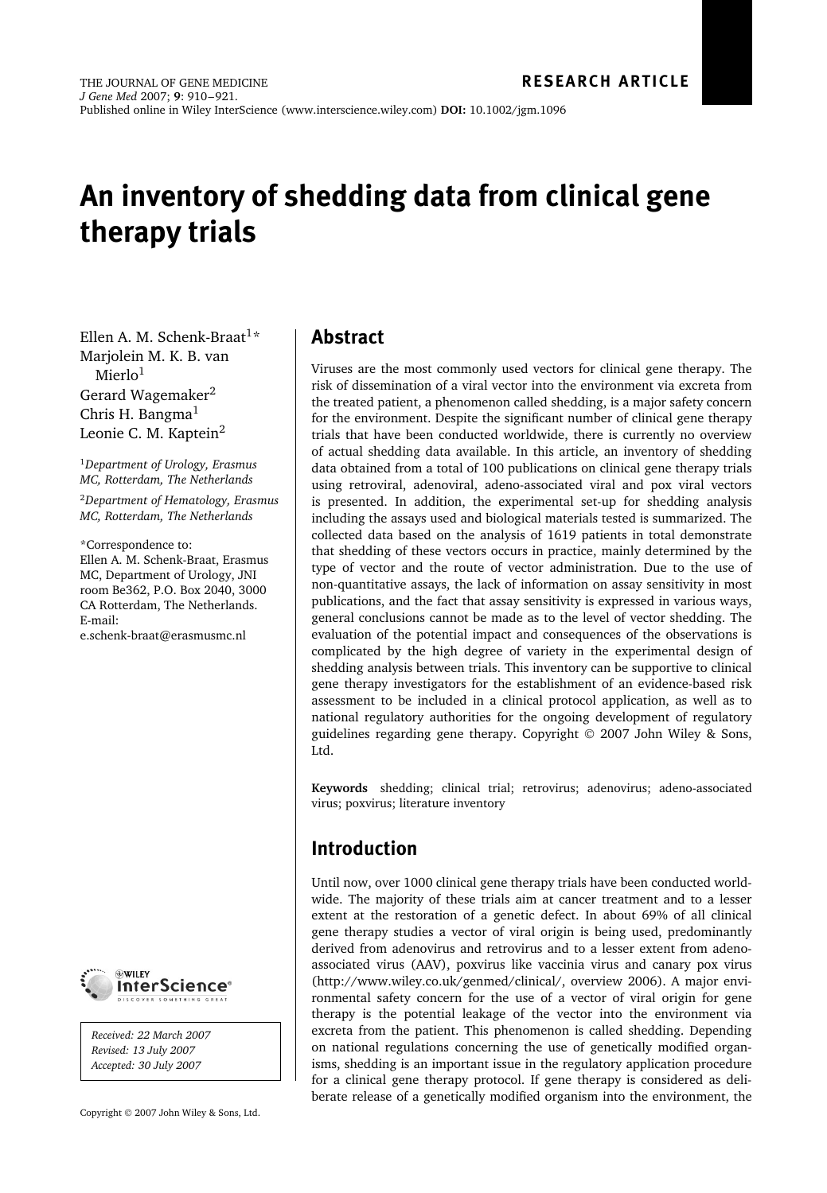RESEARCH ARTICLE

THE JOURNAL OF GENE MEDICINE
*J Gene Med* 2007; **9**: 910–921.
Published online in Wiley InterScience (www.interscience.wiley.com) **DOI:** 10.1002/jgm.1096

# An inventory of shedding data from clinical gene therapy trials

Ellen A. M. Schenk-Braat[1]*
Marjolein M. K. B. van Mierlo[1]
Gerard Wagemaker[2]
Chris H. Bangma[1]
Leonie C. M. Kaptein[2]

[1]*Department of Urology, Erasmus MC, Rotterdam, The Netherlands*

[2]*Department of Hematology, Erasmus MC, Rotterdam, The Netherlands*

*Correspondence to: Ellen A. M. Schenk-Braat, Erasmus MC, Department of Urology, JNI room Be362, P.O. Box 2040, 3000 CA Rotterdam, The Netherlands. E-mail: e.schenk-braat@erasmusmc.nl

*Received: 22 March 2007*
*Revised: 13 July 2007*
*Accepted: 30 July 2007*

## Abstract

Viruses are the most commonly used vectors for clinical gene therapy. The risk of dissemination of a viral vector into the environment via excreta from the treated patient, a phenomenon called shedding, is a major safety concern for the environment. Despite the significant number of clinical gene therapy trials that have been conducted worldwide, there is currently no overview of actual shedding data available. In this article, an inventory of shedding data obtained from a total of 100 publications on clinical gene therapy trials using retroviral, adenoviral, adeno-associated viral and pox viral vectors is presented. In addition, the experimental set-up for shedding analysis including the assays used and biological materials tested is summarized. The collected data based on the analysis of 1619 patients in total demonstrate that shedding of these vectors occurs in practice, mainly determined by the type of vector and the route of vector administration. Due to the use of non-quantitative assays, the lack of information on assay sensitivity in most publications, and the fact that assay sensitivity is expressed in various ways, general conclusions cannot be made as to the level of vector shedding. The evaluation of the potential impact and consequences of the observations is complicated by the high degree of variety in the experimental design of shedding analysis between trials. This inventory can be supportive to clinical gene therapy investigators for the establishment of an evidence-based risk assessment to be included in a clinical protocol application, as well as to national regulatory authorities for the ongoing development of regulatory guidelines regarding gene therapy. Copyright © 2007 John Wiley & Sons, Ltd.

**Keywords** shedding; clinical trial; retrovirus; adenovirus; adeno-associated virus; poxvirus; literature inventory

## Introduction

Until now, over 1000 clinical gene therapy trials have been conducted worldwide. The majority of these trials aim at cancer treatment and to a lesser extent at the restoration of a genetic defect. In about 69% of all clinical gene therapy studies a vector of viral origin is being used, predominantly derived from adenovirus and retrovirus and to a lesser extent from adeno-associated virus (AAV), poxvirus like vaccinia virus and canary pox virus (http://www.wiley.co.uk/genmed/clinical/, overview 2006). A major environmental safety concern for the use of a vector of viral origin for gene therapy is the potential leakage of the vector into the environment via excreta from the patient. This phenomenon is called shedding. Depending on national regulations concerning the use of genetically modified organisms, shedding is an important issue in the regulatory application procedure for a clinical gene therapy protocol. If gene therapy is considered as deliberate release of a genetically modified organism into the environment, the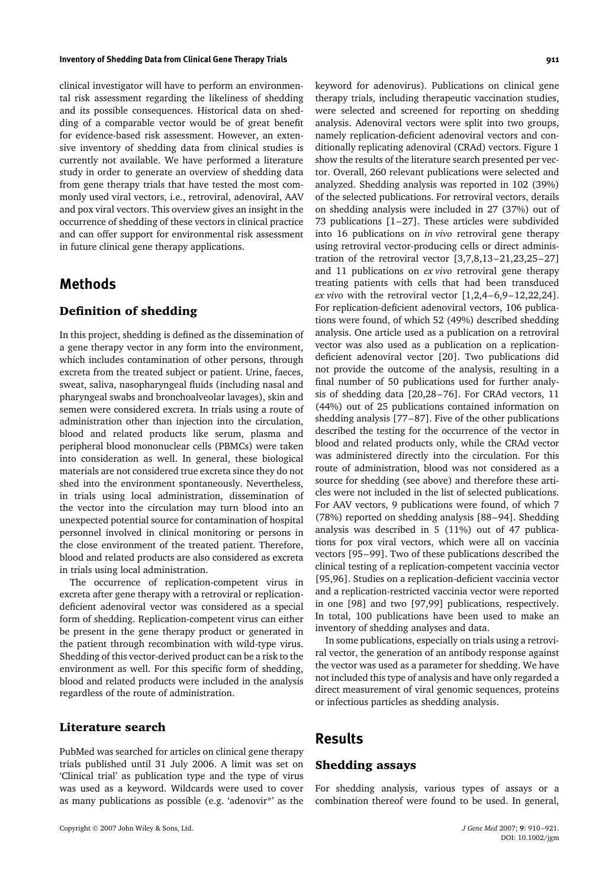clinical investigator will have to perform an environmental risk assessment regarding the likeliness of shedding and its possible consequences. Historical data on shedding of a comparable vector would be of great benefit for evidence-based risk assessment. However, an extensive inventory of shedding data from clinical studies is currently not available. We have performed a literature study in order to generate an overview of shedding data from gene therapy trials that have tested the most commonly used viral vectors, i.e., retroviral, adenoviral, AAV and pox viral vectors. This overview gives an insight in the occurrence of shedding of these vectors in clinical practice and can offer support for environmental risk assessment in future clinical gene therapy applications.

## Methods

### Definition of shedding

In this project, shedding is defined as the dissemination of a gene therapy vector in any form into the environment, which includes contamination of other persons, through excreta from the treated subject or patient. Urine, faeces, sweat, saliva, nasopharyngeal fluids (including nasal and pharyngeal swabs and bronchoalveolar lavages), skin and semen were considered excreta. In trials using a route of administration other than injection into the circulation, blood and related products like serum, plasma and peripheral blood mononuclear cells (PBMCs) were taken into consideration as well. In general, these biological materials are not considered true excreta since they do not shed into the environment spontaneously. Nevertheless, in trials using local administration, dissemination of the vector into the circulation may turn blood into an unexpected potential source for contamination of hospital personnel involved in clinical monitoring or persons in the close environment of the treated patient. Therefore, blood and related products are also considered as excreta in trials using local administration.

The occurrence of replication-competent virus in excreta after gene therapy with a retroviral or replication-deficient adenoviral vector was considered as a special form of shedding. Replication-competent virus can either be present in the gene therapy product or generated in the patient through recombination with wild-type virus. Shedding of this vector-derived product can be a risk to the environment as well. For this specific form of shedding, blood and related products were included in the analysis regardless of the route of administration.

### Literature search

PubMed was searched for articles on clinical gene therapy trials published until 31 July 2006. A limit was set on 'Clinical trial' as publication type and the type of virus was used as a keyword. Wildcards were used to cover as many publications as possible (e.g. 'adenovir*' as the keyword for adenovirus). Publications on clinical gene therapy trials, including therapeutic vaccination studies, were selected and screened for reporting on shedding analysis. Adenoviral vectors were split into two groups, namely replication-deficient adenoviral vectors and conditionally replicating adenoviral (CRAd) vectors. Figure 1 show the results of the literature search presented per vector. Overall, 260 relevant publications were selected and analyzed. Shedding analysis was reported in 102 (39%) of the selected publications. For retroviral vectors, details on shedding analysis were included in 27 (37%) out of 73 publications [1–27]. These articles were subdivided into 16 publications on *in vivo* retroviral gene therapy using retroviral vector-producing cells or direct administration of the retroviral vector [3,7,8,13–21,23,25–27] and 11 publications on *ex vivo* retroviral gene therapy treating patients with cells that had been transduced *ex vivo* with the retroviral vector [1,2,4–6,9–12,22,24]. For replication-deficient adenoviral vectors, 106 publications were found, of which 52 (49%) described shedding analysis. One article used as a publication on a retroviral vector was also used as a publication on a replication-deficient adenoviral vector [20]. Two publications did not provide the outcome of the analysis, resulting in a final number of 50 publications used for further analysis of shedding data [20,28–76]. For CRAd vectors, 11 (44%) out of 25 publications contained information on shedding analysis [77–87]. Five of the other publications described the testing for the occurrence of the vector in blood and related products only, while the CRAd vector was administered directly into the circulation. For this route of administration, blood was not considered as a source for shedding (see above) and therefore these articles were not included in the list of selected publications. For AAV vectors, 9 publications were found, of which 7 (78%) reported on shedding analysis [88–94]. Shedding analysis was described in 5 (11%) out of 47 publications for pox viral vectors, which were all on vaccinia vectors [95–99]. Two of these publications described the clinical testing of a replication-competent vaccinia vector [95,96]. Studies on a replication-deficient vaccinia vector and a replication-restricted vaccinia vector were reported in one [98] and two [97,99] publications, respectively. In total, 100 publications have been used to make an inventory of shedding analyses and data.

In some publications, especially on trials using a retroviral vector, the generation of an antibody response against the vector was used as a parameter for shedding. We have not included this type of analysis and have only regarded a direct measurement of viral genomic sequences, proteins or infectious particles as shedding analysis.

## Results

### Shedding assays

For shedding analysis, various types of assays or a combination thereof were found to be used. In general,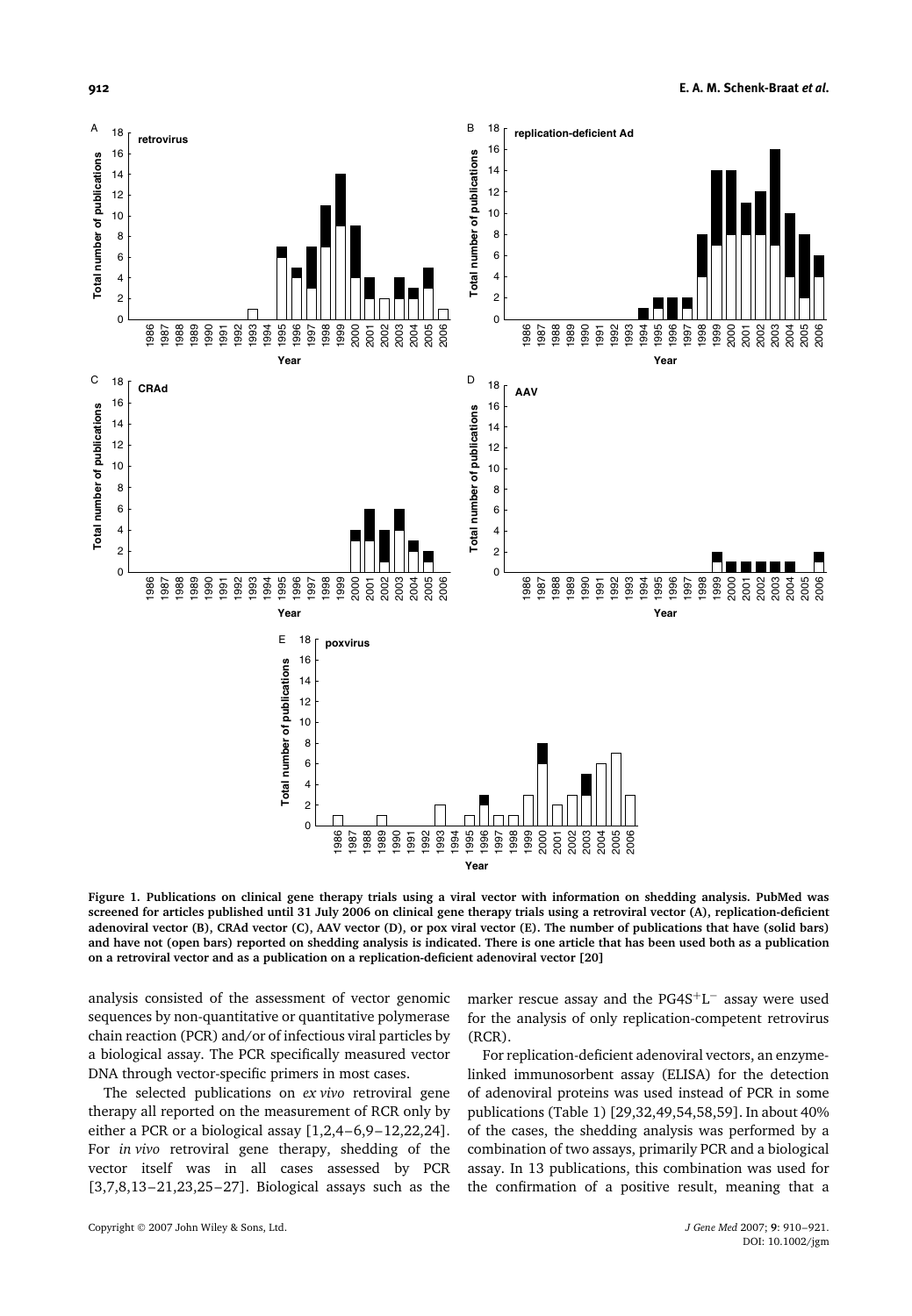Figure 1. Publications on clinical gene therapy trials using a viral vector with information on shedding analysis. PubMed was screened for articles published until 31 July 2006 on clinical gene therapy trials using a retroviral vector (A), replication-deficient adenoviral vector (B), CRAd vector (C), AAV vector (D), or pox viral vector (E). The number of publications that have (solid bars) and have not (open bars) reported on shedding analysis is indicated. There is one article that has been used both as a publication on a retroviral vector and as a publication on a replication-deficient adenoviral vector [20]

analysis consisted of the assessment of vector genomic sequences by non-quantitative or quantitative polymerase chain reaction (PCR) and/or of infectious viral particles by a biological assay. The PCR specifically measured vector DNA through vector-specific primers in most cases.

The selected publications on *ex vivo* retroviral gene therapy all reported on the measurement of RCR only by either a PCR or a biological assay [1,2,4–6,9–12,22,24]. For *in vivo* retroviral gene therapy, shedding of the vector itself was in all cases assessed by PCR [3,7,8,13–21,23,25–27]. Biological assays such as the marker rescue assay and the $PG4S^+L^-$ assay were used for the analysis of only replication-competent retrovirus (RCR).

For replication-deficient adenoviral vectors, an enzyme-linked immunosorbent assay (ELISA) for the detection of adenoviral proteins was used instead of PCR in some publications (Table 1) [29,32,49,54,58,59]. In about 40% of the cases, the shedding analysis was performed by a combination of two assays, primarily PCR and a biological assay. In 13 publications, this combination was used for the confirmation of a positive result, meaning that a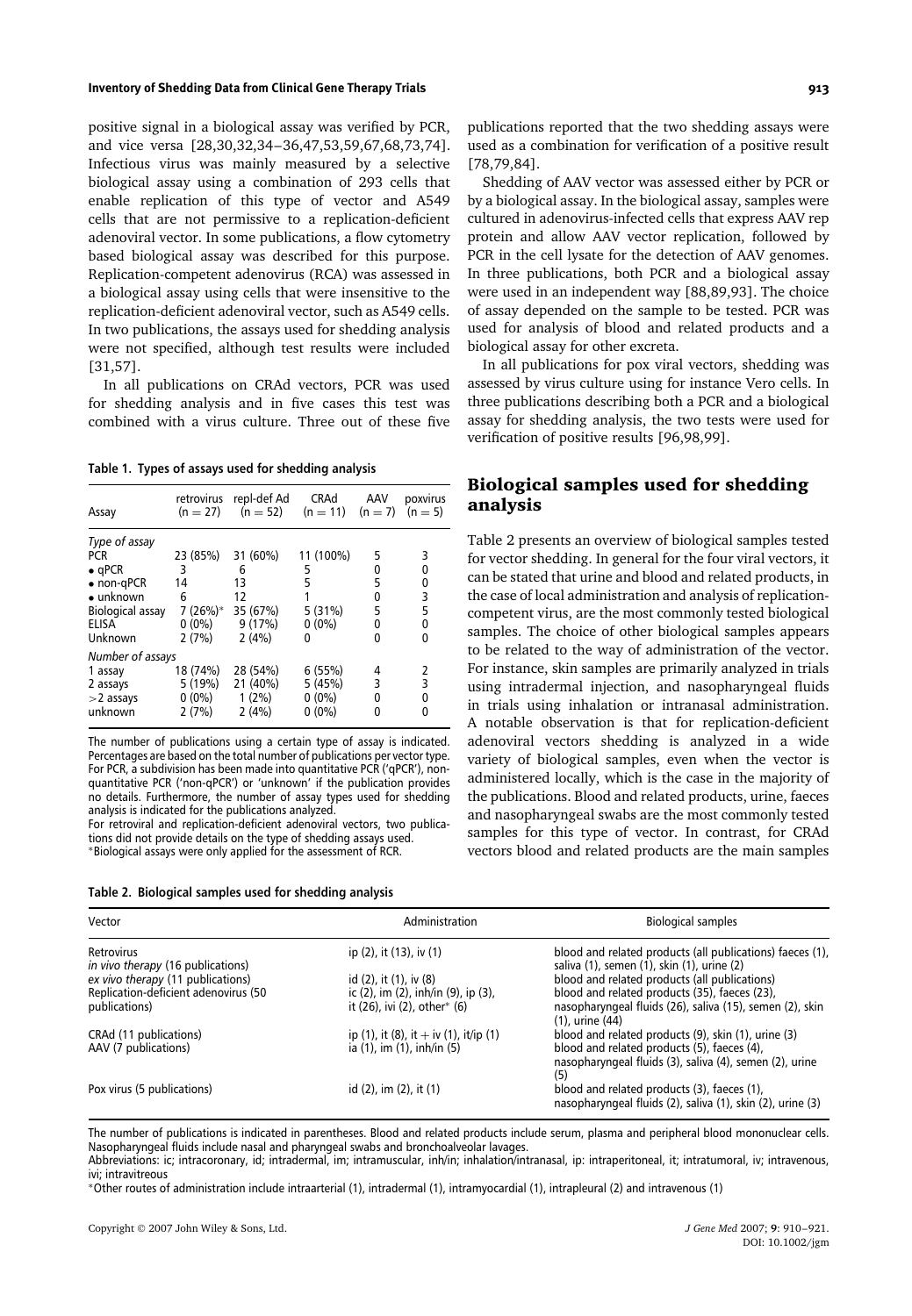positive signal in a biological assay was verified by PCR, and vice versa [28,30,32,34–36,47,53,59,67,68,73,74]. Infectious virus was mainly measured by a selective biological assay using a combination of 293 cells that enable replication of this type of vector and A549 cells that are not permissive to a replication-deficient adenoviral vector. In some publications, a flow cytometry based biological assay was described for this purpose. Replication-competent adenovirus (RCA) was assessed in a biological assay using cells that were insensitive to the replication-deficient adenoviral vector, such as A549 cells. In two publications, the assays used for shedding analysis were not specified, although test results were included [31,57].

In all publications on CRAd vectors, PCR was used for shedding analysis and in five cases this test was combined with a virus culture. Three out of these five publications reported that the two shedding assays were used as a combination for verification of a positive result [78,79,84].

Shedding of AAV vector was assessed either by PCR or by a biological assay. In the biological assay, samples were cultured in adenovirus-infected cells that express AAV rep protein and allow AAV vector replication, followed by PCR in the cell lysate for the detection of AAV genomes. In three publications, both PCR and a biological assay were used in an independent way [88,89,93]. The choice of assay depended on the sample to be tested. PCR was used for analysis of blood and related products and a biological assay for other excreta.

In all publications for pox viral vectors, shedding was assessed by virus culture using for instance Vero cells. In three publications describing both a PCR and a biological assay for shedding analysis, the two tests were used for verification of positive results [96,98,99].

**Table 1. Types of assays used for shedding analysis**

| Assay | retrovirus (n = 27) | repl-def Ad (n = 52) | CRAd (n = 11) | AAV (n = 7) | poxvirus (n = 5) |
|---|---|---|---|---|---|
| *Type of assay* | | | | | |
| PCR | 23 (85%) | 31 (60%) | 11 (100%) | 5 | 3 |
| • qPCR | 3 | 6 | 5 | 0 | 0 |
| • non-qPCR | 14 | 13 | 5 | 5 | 0 |
| • unknown | 6 | 12 | 1 | 0 | 3 |
| Biological assay | 7 (26%)* | 35 (67%) | 5 (31%) | 5 | 5 |
| ELISA | 0 (0%) | 9 (17%) | 0 (0%) | 0 | 0 |
| Unknown | 2 (7%) | 2 (4%) | 0 | 0 | 0 |
| *Number of assays* | | | | | |
| 1 assay | 18 (74%) | 28 (54%) | 6 (55%) | 4 | 2 |
| 2 assays | 5 (19%) | 21 (40%) | 5 (45%) | 3 | 3 |
| >2 assays | 0 (0%) | 1 (2%) | 0 (0%) | 0 | 0 |
| unknown | 2 (7%) | 2 (4%) | 0 (0%) | 0 | 0 |

The number of publications using a certain type of assay is indicated. Percentages are based on the total number of publications per vector type. For PCR, a subdivision has been made into quantitative PCR ('qPCR'), non-quantitative PCR ('non-qPCR') or 'unknown' if the publication provides no details. Furthermore, the number of assay types used for shedding analysis is indicated for the publications analyzed.
For retroviral and replication-deficient adenoviral vectors, two publications did not provide details on the type of shedding assays used.
*Biological assays were only applied for the assessment of RCR.

## Biological samples used for shedding analysis

Table 2 presents an overview of biological samples tested for vector shedding. In general for the four viral vectors, it can be stated that urine and blood and related products, in the case of local administration and analysis of replication-competent virus, are the most commonly tested biological samples. The choice of other biological samples appears to be related to the way of administration of the vector. For instance, skin samples are primarily analyzed in trials using intradermal injection, and nasopharyngeal fluids in trials using inhalation or intranasal administration. A notable observation is that for replication-deficient adenoviral vectors shedding is analyzed in a wide variety of biological samples, even when the vector is administered locally, which is the case in the majority of the publications. Blood and related products, urine, faeces and nasopharyngeal swabs are the most commonly tested samples for this type of vector. In contrast, for CRAd vectors blood and related products are the main samples

**Table 2. Biological samples used for shedding analysis**

| Vector | Administration | Biological samples |
|---|---|---|
| Retrovirus *in vivo therapy* (16 publications) | ip (2), it (13), iv (1) | blood and related products (all publications) faeces (1), saliva (1), semen (1), skin (1), urine (2) |
| *ex vivo therapy* (11 publications) | id (2), it (1), iv (8) | blood and related products (all publications) |
| Replication-deficient adenovirus (50 publications) | ic (2), im (2), inh/in (9), ip (3), it (26), ivi (2), other* (6) | blood and related products (35), faeces (23), nasopharyngeal fluids (26), saliva (15), semen (2), skin (1), urine (44) |
| CRAd (11 publications) | ip (1), it (8), it + iv (1), it/ip (1) | blood and related products (9), skin (1), urine (3) |
| AAV (7 publications) | ia (1), im (1), inh/in (5) | blood and related products (5), faeces (4), nasopharyngeal fluids (3), saliva (4), semen (2), urine (5) |
| Pox virus (5 publications) | id (2), im (2), it (1) | blood and related products (3), faeces (1), nasopharyngeal fluids (2), saliva (1), skin (2), urine (3) |

The number of publications is indicated in parentheses. Blood and related products include serum, plasma and peripheral blood mononuclear cells. Nasopharyngeal fluids include nasal and pharyngeal swabs and bronchoalveolar lavages.
Abbreviations: ic; intracoronary, id; intradermal, im; intramuscular, inh/in; inhalation/intranasal, ip: intraperitoneal, it; intratumoral, iv; intravenous, ivi; intravitreous
*Other routes of administration include intraarterial (1), intradermal (1), intramyocardial (1), intrapleural (2) and intravenous (1)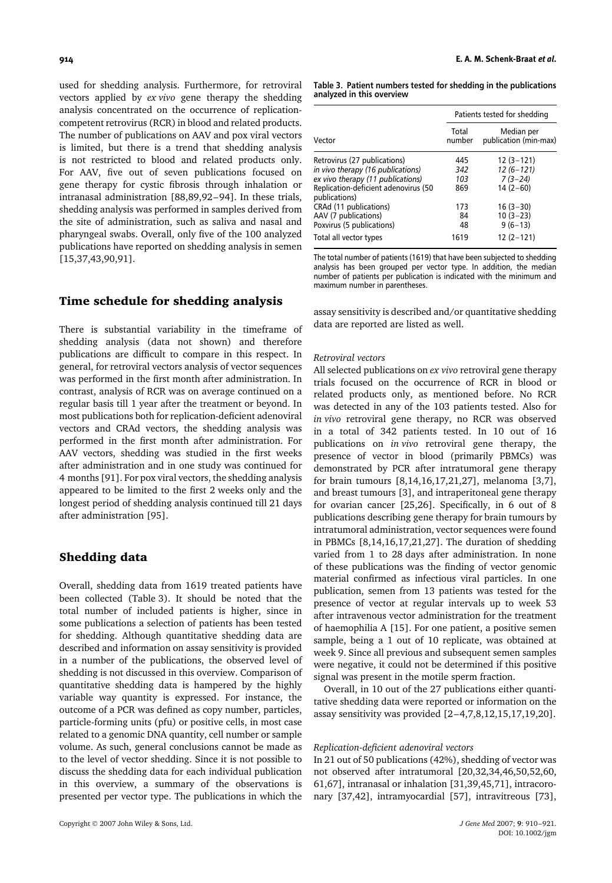used for shedding analysis. Furthermore, for retroviral vectors applied by *ex vivo* gene therapy the shedding analysis concentrated on the occurrence of replication-competent retrovirus (RCR) in blood and related products. The number of publications on AAV and pox viral vectors is limited, but there is a trend that shedding analysis is not restricted to blood and related products only. For AAV, five out of seven publications focused on gene therapy for cystic fibrosis through inhalation or intranasal administration [88,89,92–94]. In these trials, shedding analysis was performed in samples derived from the site of administration, such as saliva and nasal and pharyngeal swabs. Overall, only five of the 100 analyzed publications have reported on shedding analysis in semen [15,37,43,90,91].

## Time schedule for shedding analysis

There is substantial variability in the timeframe of shedding analysis (data not shown) and therefore publications are difficult to compare in this respect. In general, for retroviral vectors analysis of vector sequences was performed in the first month after administration. In contrast, analysis of RCR was on average continued on a regular basis till 1 year after the treatment or beyond. In most publications both for replication-deficient adenoviral vectors and CRAd vectors, the shedding analysis was performed in the first month after administration. For AAV vectors, shedding was studied in the first weeks after administration and in one study was continued for 4 months [91]. For pox viral vectors, the shedding analysis appeared to be limited to the first 2 weeks only and the longest period of shedding analysis continued till 21 days after administration [95].

## Shedding data

Overall, shedding data from 1619 treated patients have been collected (Table 3). It should be noted that the total number of included patients is higher, since in some publications a selection of patients has been tested for shedding. Although quantitative shedding data are described and information on assay sensitivity is provided in a number of the publications, the observed level of shedding is not discussed in this overview. Comparison of quantitative shedding data is hampered by the highly variable way quantity is expressed. For instance, the outcome of a PCR was defined as copy number, particles, particle-forming units (pfu) or positive cells, in most case related to a genomic DNA quantity, cell number or sample volume. As such, general conclusions cannot be made as to the level of vector shedding. Since it is not possible to discuss the shedding data for each individual publication in this overview, a summary of the observations is presented per vector type. The publications in which the assay sensitivity is described and/or quantitative shedding data are reported are listed as well.

**Table 3. Patient numbers tested for shedding in the publications analyzed in this overview**

| Vector | Patients tested for shedding | |
|---|---|---|
| | Total number | Median per publication (min-max) |
| Retrovirus (27 publications) | 445 | 12 (3–121) |
| *in vivo therapy (16 publications)* | *342* | *12 (6–121)* |
| *ex vivo therapy (11 publications)* | *103* | *7 (3–24)* |
| Replication-deficient adenovirus (50 publications) | 869 | 14 (2–60) |
| CRAd (11 publications) | 173 | 16 (3–30) |
| AAV (7 publications) | 84 | 10 (3–23) |
| Poxvirus (5 publications) | 48 | 9 (6–13) |
| Total all vector types | 1619 | 12 (2–121) |

The total number of patients (1619) that have been subjected to shedding analysis has been grouped per vector type. In addition, the median number of patients per publication is indicated with the minimum and maximum number in parentheses.

### *Retroviral vectors*

All selected publications on *ex vivo* retroviral gene therapy trials focused on the occurrence of RCR in blood or related products only, as mentioned before. No RCR was detected in any of the 103 patients tested. Also for *in vivo* retroviral gene therapy, no RCR was observed in a total of 342 patients tested. In 10 out of 16 publications on *in vivo* retroviral gene therapy, the presence of vector in blood (primarily PBMCs) was demonstrated by PCR after intratumoral gene therapy for brain tumours [8,14,16,17,21,27], melanoma [3,7], and breast tumours [3], and intraperitoneal gene therapy for ovarian cancer [25,26]. Specifically, in 6 out of 8 publications describing gene therapy for brain tumours by intratumoral administration, vector sequences were found in PBMCs [8,14,16,17,21,27]. The duration of shedding varied from 1 to 28 days after administration. In none of these publications was the finding of vector genomic material confirmed as infectious viral particles. In one publication, semen from 13 patients was tested for the presence of vector at regular intervals up to week 53 after intravenous vector administration for the treatment of haemophilia A [15]. For one patient, a positive semen sample, being a 1 out of 10 replicate, was obtained at week 9. Since all previous and subsequent semen samples were negative, it could not be determined if this positive signal was present in the motile sperm fraction.

Overall, in 10 out of the 27 publications either quantitative shedding data were reported or information on the assay sensitivity was provided [2–4,7,8,12,15,17,19,20].

### *Replication-deficient adenoviral vectors*

In 21 out of 50 publications (42%), shedding of vector was not observed after intratumoral [20,32,34,46,50,52,60,61,67], intranasal or inhalation [31,39,45,71], intracoronary [37,42], intramyocardial [57], intravitreous [73],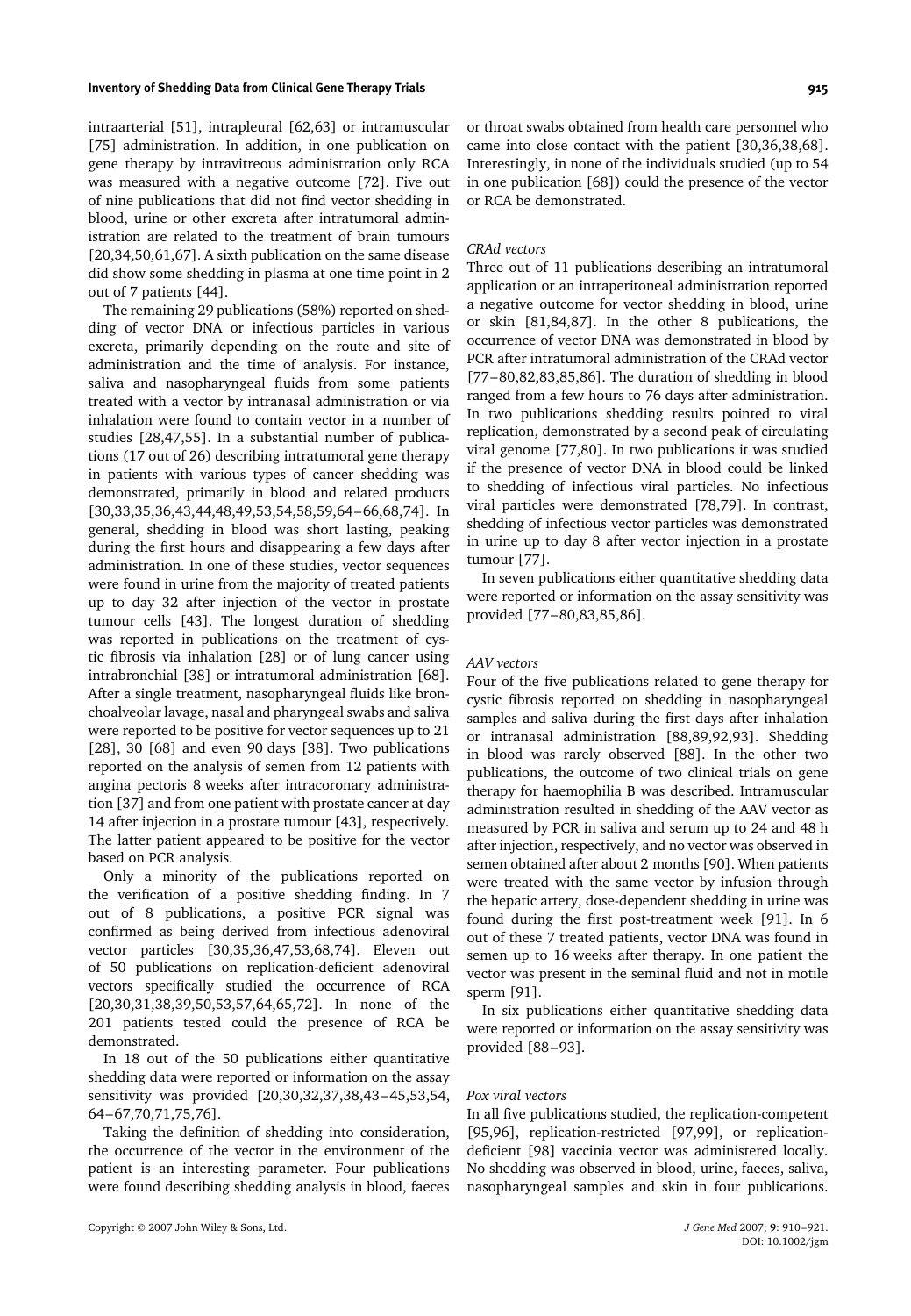intraarterial [51], intrapleural [62,63] or intramuscular [75] administration. In addition, in one publication on gene therapy by intravitreous administration only RCA was measured with a negative outcome [72]. Five out of nine publications that did not find vector shedding in blood, urine or other excreta after intratumoral administration are related to the treatment of brain tumours [20,34,50,61,67]. A sixth publication on the same disease did show some shedding in plasma at one time point in 2 out of 7 patients [44].

The remaining 29 publications (58%) reported on shedding of vector DNA or infectious particles in various excreta, primarily depending on the route and site of administration and the time of analysis. For instance, saliva and nasopharyngeal fluids from some patients treated with a vector by intranasal administration or via inhalation were found to contain vector in a number of studies [28,47,55]. In a substantial number of publications (17 out of 26) describing intratumoral gene therapy in patients with various types of cancer shedding was demonstrated, primarily in blood and related products [30,33,35,36,43,44,48,49,53,54,58,59,64–66,68,74]. In general, shedding in blood was short lasting, peaking during the first hours and disappearing a few days after administration. In one of these studies, vector sequences were found in urine from the majority of treated patients up to day 32 after injection of the vector in prostate tumour cells [43]. The longest duration of shedding was reported in publications on the treatment of cystic fibrosis via inhalation [28] or of lung cancer using intrabronchial [38] or intratumoral administration [68]. After a single treatment, nasopharyngeal fluids like bronchoalveolar lavage, nasal and pharyngeal swabs and saliva were reported to be positive for vector sequences up to 21 [28], 30 [68] and even 90 days [38]. Two publications reported on the analysis of semen from 12 patients with angina pectoris 8 weeks after intracoronary administration [37] and from one patient with prostate cancer at day 14 after injection in a prostate tumour [43], respectively. The latter patient appeared to be positive for the vector based on PCR analysis.

Only a minority of the publications reported on the verification of a positive shedding finding. In 7 out of 8 publications, a positive PCR signal was confirmed as being derived from infectious adenoviral vector particles [30,35,36,47,53,68,74]. Eleven out of 50 publications on replication-deficient adenoviral vectors specifically studied the occurrence of RCA [20,30,31,38,39,50,53,57,64,65,72]. In none of the 201 patients tested could the presence of RCA be demonstrated.

In 18 out of the 50 publications either quantitative shedding data were reported or information on the assay sensitivity was provided [20,30,32,37,38,43–45,53,54,64–67,70,71,75,76].

Taking the definition of shedding into consideration, the occurrence of the vector in the environment of the patient is an interesting parameter. Four publications were found describing shedding analysis in blood, faeces or throat swabs obtained from health care personnel who came into close contact with the patient [30,36,38,68]. Interestingly, in none of the individuals studied (up to 54 in one publication [68]) could the presence of the vector or RCA be demonstrated.

*CRAd vectors*

Three out of 11 publications describing an intratumoral application or an intraperitoneal administration reported a negative outcome for vector shedding in blood, urine or skin [81,84,87]. In the other 8 publications, the occurrence of vector DNA was demonstrated in blood by PCR after intratumoral administration of the CRAd vector [77–80,82,83,85,86]. The duration of shedding in blood ranged from a few hours to 76 days after administration. In two publications shedding results pointed to viral replication, demonstrated by a second peak of circulating viral genome [77,80]. In two publications it was studied if the presence of vector DNA in blood could be linked to shedding of infectious viral particles. No infectious viral particles were demonstrated [78,79]. In contrast, shedding of infectious vector particles was demonstrated in urine up to day 8 after vector injection in a prostate tumour [77].

In seven publications either quantitative shedding data were reported or information on the assay sensitivity was provided [77–80,83,85,86].

*AAV vectors*

Four of the five publications related to gene therapy for cystic fibrosis reported on shedding in nasopharyngeal samples and saliva during the first days after inhalation or intranasal administration [88,89,92,93]. Shedding in blood was rarely observed [88]. In the other two publications, the outcome of two clinical trials on gene therapy for haemophilia B was described. Intramuscular administration resulted in shedding of the AAV vector as measured by PCR in saliva and serum up to 24 and 48 h after injection, respectively, and no vector was observed in semen obtained after about 2 months [90]. When patients were treated with the same vector by infusion through the hepatic artery, dose-dependent shedding in urine was found during the first post-treatment week [91]. In 6 out of these 7 treated patients, vector DNA was found in semen up to 16 weeks after therapy. In one patient the vector was present in the seminal fluid and not in motile sperm [91].

In six publications either quantitative shedding data were reported or information on the assay sensitivity was provided [88–93].

*Pox viral vectors*

In all five publications studied, the replication-competent [95,96], replication-restricted [97,99], or replication-deficient [98] vaccinia vector was administered locally. No shedding was observed in blood, urine, faeces, saliva, nasopharyngeal samples and skin in four publications.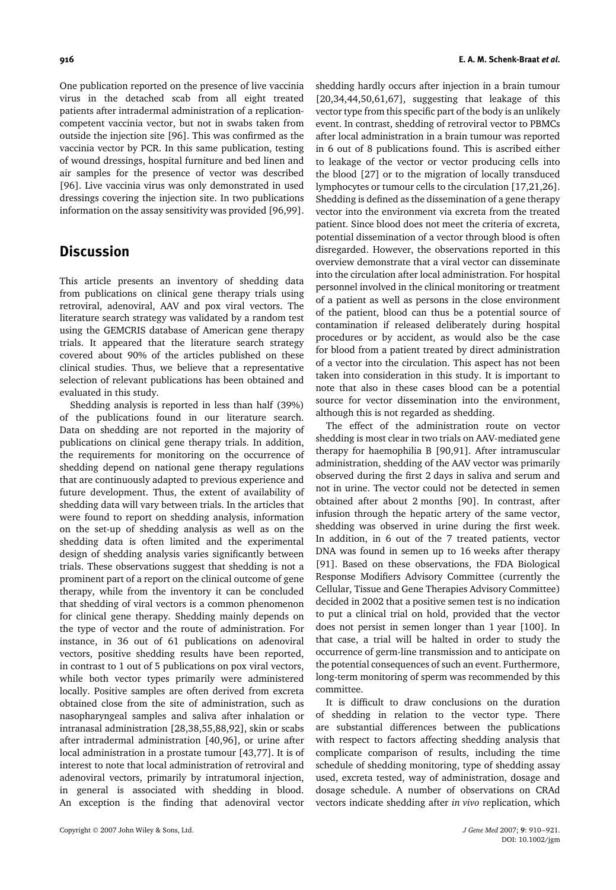One publication reported on the presence of live vaccinia virus in the detached scab from all eight treated patients after intradermal administration of a replication-competent vaccinia vector, but not in swabs taken from outside the injection site [96]. This was confirmed as the vaccinia vector by PCR. In this same publication, testing of wound dressings, hospital furniture and bed linen and air samples for the presence of vector was described [96]. Live vaccinia virus was only demonstrated in used dressings covering the injection site. In two publications information on the assay sensitivity was provided [96,99].

## Discussion

This article presents an inventory of shedding data from publications on clinical gene therapy trials using retroviral, adenoviral, AAV and pox viral vectors. The literature search strategy was validated by a random test using the GEMCRIS database of American gene therapy trials. It appeared that the literature search strategy covered about 90% of the articles published on these clinical studies. Thus, we believe that a representative selection of relevant publications has been obtained and evaluated in this study.

Shedding analysis is reported in less than half (39%) of the publications found in our literature search. Data on shedding are not reported in the majority of publications on clinical gene therapy trials. In addition, the requirements for monitoring on the occurrence of shedding depend on national gene therapy regulations that are continuously adapted to previous experience and future development. Thus, the extent of availability of shedding data will vary between trials. In the articles that were found to report on shedding analysis, information on the set-up of shedding analysis as well as on the shedding data is often limited and the experimental design of shedding analysis varies significantly between trials. These observations suggest that shedding is not a prominent part of a report on the clinical outcome of gene therapy, while from the inventory it can be concluded that shedding of viral vectors is a common phenomenon for clinical gene therapy. Shedding mainly depends on the type of vector and the route of administration. For instance, in 36 out of 61 publications on adenoviral vectors, positive shedding results have been reported, in contrast to 1 out of 5 publications on pox viral vectors, while both vector types primarily were administered locally. Positive samples are often derived from excreta obtained close from the site of administration, such as nasopharyngeal samples and saliva after inhalation or intranasal administration [28,38,55,88,92], skin or scabs after intradermal administration [40,96], or urine after local administration in a prostate tumour [43,77]. It is of interest to note that local administration of retroviral and adenoviral vectors, primarily by intratumoral injection, in general is associated with shedding in blood. An exception is the finding that adenoviral vector shedding hardly occurs after injection in a brain tumour [20,34,44,50,61,67], suggesting that leakage of this vector type from this specific part of the body is an unlikely event. In contrast, shedding of retroviral vector to PBMCs after local administration in a brain tumour was reported in 6 out of 8 publications found. This is ascribed either to leakage of the vector or vector producing cells into the blood [27] or to the migration of locally transduced lymphocytes or tumour cells to the circulation [17,21,26]. Shedding is defined as the dissemination of a gene therapy vector into the environment via excreta from the treated patient. Since blood does not meet the criteria of excreta, potential dissemination of a vector through blood is often disregarded. However, the observations reported in this overview demonstrate that a viral vector can disseminate into the circulation after local administration. For hospital personnel involved in the clinical monitoring or treatment of a patient as well as persons in the close environment of the patient, blood can thus be a potential source of contamination if released deliberately during hospital procedures or by accident, as would also be the case for blood from a patient treated by direct administration of a vector into the circulation. This aspect has not been taken into consideration in this study. It is important to note that also in these cases blood can be a potential source for vector dissemination into the environment, although this is not regarded as shedding.

The effect of the administration route on vector shedding is most clear in two trials on AAV-mediated gene therapy for haemophilia B [90,91]. After intramuscular administration, shedding of the AAV vector was primarily observed during the first 2 days in saliva and serum and not in urine. The vector could not be detected in semen obtained after about 2 months [90]. In contrast, after infusion through the hepatic artery of the same vector, shedding was observed in urine during the first week. In addition, in 6 out of the 7 treated patients, vector DNA was found in semen up to 16 weeks after therapy [91]. Based on these observations, the FDA Biological Response Modifiers Advisory Committee (currently the Cellular, Tissue and Gene Therapies Advisory Committee) decided in 2002 that a positive semen test is no indication to put a clinical trial on hold, provided that the vector does not persist in semen longer than 1 year [100]. In that case, a trial will be halted in order to study the occurrence of germ-line transmission and to anticipate on the potential consequences of such an event. Furthermore, long-term monitoring of sperm was recommended by this committee.

It is difficult to draw conclusions on the duration of shedding in relation to the vector type. There are substantial differences between the publications with respect to factors affecting shedding analysis that complicate comparison of results, including the time schedule of shedding monitoring, type of shedding assay used, excreta tested, way of administration, dosage and dosage schedule. A number of observations on CRAd vectors indicate shedding after *in vivo* replication, which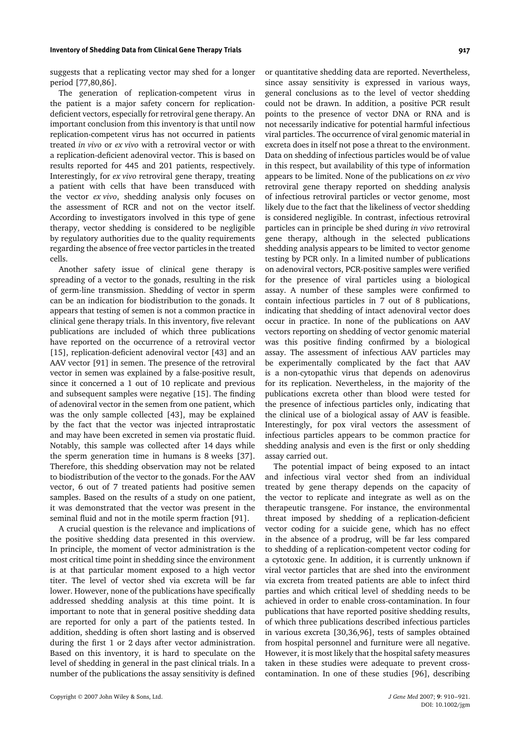suggests that a replicating vector may shed for a longer period [77,80,86].

The generation of replication-competent virus in the patient is a major safety concern for replication-deficient vectors, especially for retroviral gene therapy. An important conclusion from this inventory is that until now replication-competent virus has not occurred in patients treated *in vivo* or *ex vivo* with a retroviral vector or with a replication-deficient adenoviral vector. This is based on results reported for 445 and 201 patients, respectively. Interestingly, for *ex vivo* retroviral gene therapy, treating a patient with cells that have been transduced with the vector *ex vivo*, shedding analysis only focuses on the assessment of RCR and not on the vector itself. According to investigators involved in this type of gene therapy, vector shedding is considered to be negligible by regulatory authorities due to the quality requirements regarding the absence of free vector particles in the treated cells.

Another safety issue of clinical gene therapy is spreading of a vector to the gonads, resulting in the risk of germ-line transmission. Shedding of vector in sperm can be an indication for biodistribution to the gonads. It appears that testing of semen is not a common practice in clinical gene therapy trials. In this inventory, five relevant publications are included of which three publications have reported on the occurrence of a retroviral vector [15], replication-deficient adenoviral vector [43] and an AAV vector [91] in semen. The presence of the retroviral vector in semen was explained by a false-positive result, since it concerned a 1 out of 10 replicate and previous and subsequent samples were negative [15]. The finding of adenoviral vector in the semen from one patient, which was the only sample collected [43], may be explained by the fact that the vector was injected intraprostatic and may have been excreted in semen via prostatic fluid. Notably, this sample was collected after 14 days while the sperm generation time in humans is 8 weeks [37]. Therefore, this shedding observation may not be related to biodistribution of the vector to the gonads. For the AAV vector, 6 out of 7 treated patients had positive semen samples. Based on the results of a study on one patient, it was demonstrated that the vector was present in the seminal fluid and not in the motile sperm fraction [91].

A crucial question is the relevance and implications of the positive shedding data presented in this overview. In principle, the moment of vector administration is the most critical time point in shedding since the environment is at that particular moment exposed to a high vector titer. The level of vector shed via excreta will be far lower. However, none of the publications have specifically addressed shedding analysis at this time point. It is important to note that in general positive shedding data are reported for only a part of the patients tested. In addition, shedding is often short lasting and is observed during the first 1 or 2 days after vector administration. Based on this inventory, it is hard to speculate on the level of shedding in general in the past clinical trials. In a number of the publications the assay sensitivity is defined or quantitative shedding data are reported. Nevertheless, since assay sensitivity is expressed in various ways, general conclusions as to the level of vector shedding could not be drawn. In addition, a positive PCR result points to the presence of vector DNA or RNA and is not necessarily indicative for potential harmful infectious viral particles. The occurrence of viral genomic material in excreta does in itself not pose a threat to the environment. Data on shedding of infectious particles would be of value in this respect, but availability of this type of information appears to be limited. None of the publications on *ex vivo* retroviral gene therapy reported on shedding analysis of infectious retroviral particles or vector genome, most likely due to the fact that the likeliness of vector shedding is considered negligible. In contrast, infectious retroviral particles can in principle be shed during *in vivo* retroviral gene therapy, although in the selected publications shedding analysis appears to be limited to vector genome testing by PCR only. In a limited number of publications on adenoviral vectors, PCR-positive samples were verified for the presence of viral particles using a biological assay. A number of these samples were confirmed to contain infectious particles in 7 out of 8 publications, indicating that shedding of intact adenoviral vector does occur in practice. In none of the publications on AAV vectors reporting on shedding of vector genomic material was this positive finding confirmed by a biological assay. The assessment of infectious AAV particles may be experimentally complicated by the fact that AAV is a non-cytopathic virus that depends on adenovirus for its replication. Nevertheless, in the majority of the publications excreta other than blood were tested for the presence of infectious particles only, indicating that the clinical use of a biological assay of AAV is feasible. Interestingly, for pox viral vectors the assessment of infectious particles appears to be common practice for shedding analysis and even is the first or only shedding assay carried out.

The potential impact of being exposed to an intact and infectious viral vector shed from an individual treated by gene therapy depends on the capacity of the vector to replicate and integrate as well as on the therapeutic transgene. For instance, the environmental threat imposed by shedding of a replication-deficient vector coding for a suicide gene, which has no effect in the absence of a prodrug, will be far less compared to shedding of a replication-competent vector coding for a cytotoxic gene. In addition, it is currently unknown if viral vector particles that are shed into the environment via excreta from treated patients are able to infect third parties and which critical level of shedding needs to be achieved in order to enable cross-contamination. In four publications that have reported positive shedding results, of which three publications described infectious particles in various excreta [30,36,96], tests of samples obtained from hospital personnel and furniture were all negative. However, it is most likely that the hospital safety measures taken in these studies were adequate to prevent cross-contamination. In one of these studies [96], describing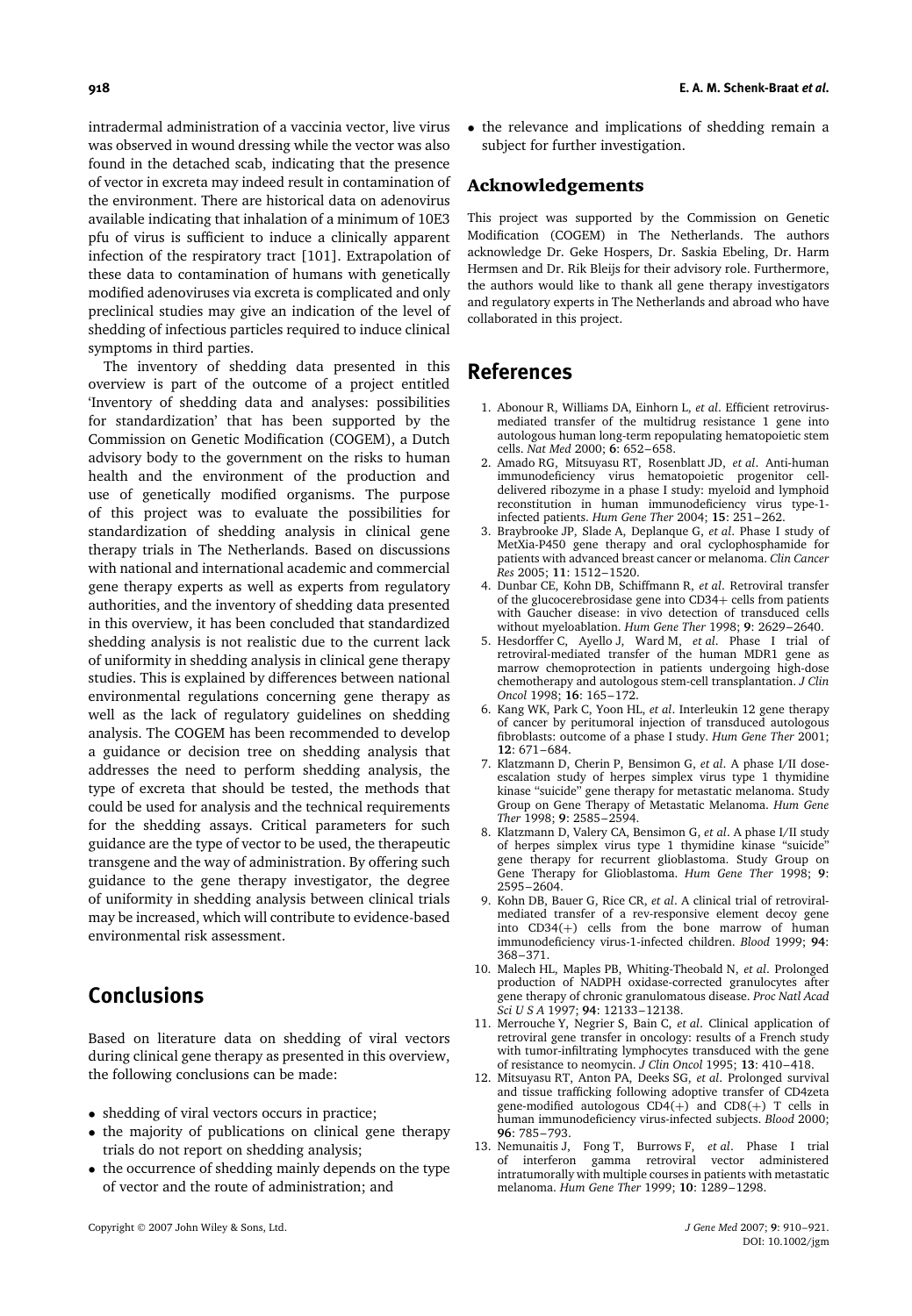intradermal administration of a vaccinia vector, live virus was observed in wound dressing while the vector was also found in the detached scab, indicating that the presence of vector in excreta may indeed result in contamination of the environment. There are historical data on adenovirus available indicating that inhalation of a minimum of 10E3 pfu of virus is sufficient to induce a clinically apparent infection of the respiratory tract [101]. Extrapolation of these data to contamination of humans with genetically modified adenoviruses via excreta is complicated and only preclinical studies may give an indication of the level of shedding of infectious particles required to induce clinical symptoms in third parties.

The inventory of shedding data presented in this overview is part of the outcome of a project entitled 'Inventory of shedding data and analyses: possibilities for standardization' that has been supported by the Commission on Genetic Modification (COGEM), a Dutch advisory body to the government on the risks to human health and the environment of the production and use of genetically modified organisms. The purpose of this project was to evaluate the possibilities for standardization of shedding analysis in clinical gene therapy trials in The Netherlands. Based on discussions with national and international academic and commercial gene therapy experts as well as experts from regulatory authorities, and the inventory of shedding data presented in this overview, it has been concluded that standardized shedding analysis is not realistic due to the current lack of uniformity in shedding analysis in clinical gene therapy studies. This is explained by differences between national environmental regulations concerning gene therapy as well as the lack of regulatory guidelines on shedding analysis. The COGEM has been recommended to develop a guidance or decision tree on shedding analysis that addresses the need to perform shedding analysis, the type of excreta that should be tested, the methods that could be used for analysis and the technical requirements for the shedding assays. Critical parameters for such guidance are the type of vector to be used, the therapeutic transgene and the way of administration. By offering such guidance to the gene therapy investigator, the degree of uniformity in shedding analysis between clinical trials may be increased, which will contribute to evidence-based environmental risk assessment.

## Conclusions

Based on literature data on shedding of viral vectors during clinical gene therapy as presented in this overview, the following conclusions can be made:

- shedding of viral vectors occurs in practice;
- the majority of publications on clinical gene therapy trials do not report on shedding analysis;
- the occurrence of shedding mainly depends on the type of vector and the route of administration; and
- the relevance and implications of shedding remain a subject for further investigation.

### Acknowledgements

This project was supported by the Commission on Genetic Modification (COGEM) in The Netherlands. The authors acknowledge Dr. Geke Hospers, Dr. Saskia Ebeling, Dr. Harm Hermsen and Dr. Rik Bleijs for their advisory role. Furthermore, the authors would like to thank all gene therapy investigators and regulatory experts in The Netherlands and abroad who have collaborated in this project.

## References

1. Abonour R, Williams DA, Einhorn L, *et al*. Efficient retrovirus-mediated transfer of the multidrug resistance 1 gene into autologous human long-term repopulating hematopoietic stem cells. *Nat Med* 2000; **6**: 652–658.
2. Amado RG, Mitsuyasu RT, Rosenblatt JD, *et al*. Anti-human immunodeficiency virus hematopoietic progenitor cell-delivered ribozyme in a phase I study: myeloid and lymphoid reconstitution in human immunodeficiency virus type-1-infected patients. *Hum Gene Ther* 2004; **15**: 251–262.
3. Braybrooke JP, Slade A, Deplanque G, *et al*. Phase I study of MetXia-P450 gene therapy and oral cyclophosphamide for patients with advanced breast cancer or melanoma. *Clin Cancer Res* 2005; **11**: 1512–1520.
4. Dunbar CE, Kohn DB, Schiffmann R, *et al*. Retroviral transfer of the glucocerebrosidase gene into CD34+ cells from patients with Gaucher disease: in vivo detection of transduced cells without myeloablation. *Hum Gene Ther* 1998; **9**: 2629–2640.
5. Hesdorffer C, Ayello J, Ward M, *et al*. Phase I trial of retroviral-mediated transfer of the human MDR1 gene as marrow chemoprotection in patients undergoing high-dose chemotherapy and autologous stem-cell transplantation. *J Clin Oncol* 1998; **16**: 165–172.
6. Kang WK, Park C, Yoon HL, *et al*. Interleukin 12 gene therapy of cancer by peritumoral injection of transduced autologous fibroblasts: outcome of a phase I study. *Hum Gene Ther* 2001; **12**: 671–684.
7. Klatzmann D, Cherin P, Bensimon G, *et al*. A phase I/II dose-escalation study of herpes simplex virus type 1 thymidine kinase "suicide" gene therapy for metastatic melanoma. Study Group on Gene Therapy of Metastatic Melanoma. *Hum Gene Ther* 1998; **9**: 2585–2594.
8. Klatzmann D, Valery CA, Bensimon G, *et al*. A phase I/II study of herpes simplex virus type 1 thymidine kinase "suicide" gene therapy for recurrent glioblastoma. Study Group on Gene Therapy for Glioblastoma. *Hum Gene Ther* 1998; **9**: 2595–2604.
9. Kohn DB, Bauer G, Rice CR, *et al*. A clinical trial of retroviral-mediated transfer of a rev-responsive element decoy gene into CD34(+) cells from the bone marrow of human immunodeficiency virus-1-infected children. *Blood* 1999; **94**: 368–371.
10. Malech HL, Maples PB, Whiting-Theobald N, *et al*. Prolonged production of NADPH oxidase-corrected granulocytes after gene therapy of chronic granulomatous disease. *Proc Natl Acad Sci U S A* 1997; **94**: 12133–12138.
11. Merrouche Y, Negrier S, Bain C, *et al*. Clinical application of retroviral gene transfer in oncology: results of a French study with tumor-infiltrating lymphocytes transduced with the gene of resistance to neomycin. *J Clin Oncol* 1995; **13**: 410–418.
12. Mitsuyasu RT, Anton PA, Deeks SG, *et al*. Prolonged survival and tissue trafficking following adoptive transfer of CD4zeta gene-modified autologous CD4(+) and CD8(+) T cells in human immunodeficiency virus-infected subjects. *Blood* 2000; **96**: 785–793.
13. Nemunaitis J, Fong T, Burrows F, *et al*. Phase I trial of interferon gamma retroviral vector administered intratumorally with multiple courses in patients with metastatic melanoma. *Hum Gene Ther* 1999; **10**: 1289–1298.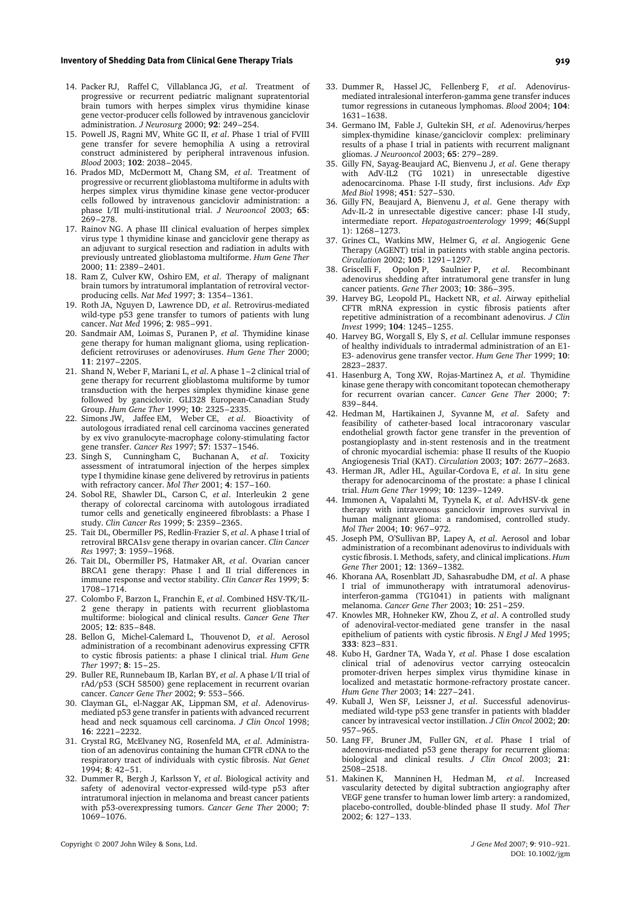14. Packer RJ, Raffel C, Villablanca JG, *et al*. Treatment of progressive or recurrent pediatric malignant supratentorial brain tumors with herpes simplex virus thymidine kinase gene vector-producer cells followed by intravenous ganciclovir administration. *J Neurosurg* 2000; **92**: 249–254.
15. Powell JS, Ragni MV, White GC II, *et al*. Phase 1 trial of FVIII gene transfer for severe hemophilia A using a retroviral construct administered by peripheral intravenous infusion. *Blood* 2003; **102**: 2038–2045.
16. Prados MD, McDermott M, Chang SM, *et al*. Treatment of progressive or recurrent glioblastoma multiforme in adults with herpes simplex virus thymidine kinase gene vector-producer cells followed by intravenous ganciclovir administration: a phase I/II multi-institutional trial. *J Neurooncol* 2003; **65**: 269–278.
17. Rainov NG. A phase III clinical evaluation of herpes simplex virus type 1 thymidine kinase and ganciclovir gene therapy as an adjuvant to surgical resection and radiation in adults with previously untreated glioblastoma multiforme. *Hum Gene Ther* 2000; **11**: 2389–2401.
18. Ram Z, Culver KW, Oshiro EM, *et al*. Therapy of malignant brain tumors by intratumoral implantation of retroviral vector-producing cells. *Nat Med* 1997; **3**: 1354–1361.
19. Roth JA, Nguyen D, Lawrence DD, *et al*. Retrovirus-mediated wild-type p53 gene transfer to tumors of patients with lung cancer. *Nat Med* 1996; **2**: 985–991.
20. Sandmair AM, Loimas S, Puranen P, *et al*. Thymidine kinase gene therapy for human malignant glioma, using replication-deficient retroviruses or adenoviruses. *Hum Gene Ther* 2000; **11**: 2197–2205.
21. Shand N, Weber F, Mariani L, *et al*. A phase 1–2 clinical trial of gene therapy for recurrent glioblastoma multiforme by tumor transduction with the herpes simplex thymidine kinase gene followed by ganciclovir. GLI328 European-Canadian Study Group. *Hum Gene Ther* 1999; **10**: 2325–2335.
22. Simons JW, Jaffee EM, Weber CE, *et al*. Bioactivity of autologous irradiated renal cell carcinoma vaccines generated by ex vivo granulocyte-macrophage colony-stimulating factor gene transfer. *Cancer Res* 1997; **57**: 1537–1546.
23. Singh S, Cunningham C, Buchanan A, *et al*. Toxicity assessment of intratumoral injection of the herpes simplex type I thymidine kinase gene delivered by retrovirus in patients with refractory cancer. *Mol Ther* 2001; **4**: 157–160.
24. Sobol RE, Shawler DL, Carson C, *et al*. Interleukin 2 gene therapy of colorectal carcinoma with autologous irradiated tumor cells and genetically engineered fibroblasts: a Phase I study. *Clin Cancer Res* 1999; **5**: 2359–2365.
25. Tait DL, Obermiller PS, Redlin-Frazier S, *et al*. A phase I trial of retroviral BRCA1sv gene therapy in ovarian cancer. *Clin Cancer Res* 1997; **3**: 1959–1968.
26. Tait DL, Obermiller PS, Hatmaker AR, *et al*. Ovarian cancer BRCA1 gene therapy: Phase I and II trial differences in immune response and vector stability. *Clin Cancer Res* 1999; **5**: 1708–1714.
27. Colombo F, Barzon L, Franchin E, *et al*. Combined HSV-TK/IL-2 gene therapy in patients with recurrent glioblastoma multiforme: biological and clinical results. *Cancer Gene Ther* 2005; **12**: 835–848.
28. Bellon G, Michel-Calemard L, Thouvenot D, *et al*. Aerosol administration of a recombinant adenovirus expressing CFTR to cystic fibrosis patients: a phase I clinical trial. *Hum Gene Ther* 1997; **8**: 15–25.
29. Buller RE, Runnebaum IB, Karlan BY, *et al*. A phase I/II trial of rAd/p53 (SCH 58500) gene replacement in recurrent ovarian cancer. *Cancer Gene Ther* 2002; **9**: 553–566.
30. Clayman GL, el-Naggar AK, Lippman SM, *et al*. Adenovirus-mediated p53 gene transfer in patients with advanced recurrent head and neck squamous cell carcinoma. *J Clin Oncol* 1998; **16**: 2221–2232.
31. Crystal RG, McElvaney NG, Rosenfeld MA, *et al*. Administration of an adenovirus containing the human CFTR cDNA to the respiratory tract of individuals with cystic fibrosis. *Nat Genet* 1994; **8**: 42–51.
32. Dummer R, Bergh J, Karlsson Y, *et al*. Biological activity and safety of adenoviral vector-expressed wild-type p53 after intratumoral injection in melanoma and breast cancer patients with p53-overexpressing tumors. *Cancer Gene Ther* 2000; **7**: 1069–1076.
33. Dummer R, Hassel JC, Fellenberg F, *et al*. Adenovirus-mediated intralesional interferon-gamma gene transfer induces tumor regressions in cutaneous lymphomas. *Blood* 2004; **104**: 1631–1638.
34. Germano IM, Fable J, Gultekin SH, *et al*. Adenovirus/herpes simplex-thymidine kinase/ganciclovir complex: preliminary results of a phase I trial in patients with recurrent malignant gliomas. *J Neurooncol* 2003; **65**: 279–289.
35. Gilly FN, Sayag-Beaujard AC, Bienvenu J, *et al*. Gene therapy with AdV-IL2 (TG 1021) in unresectable digestive adenocarcinoma. Phase I-II study, first inclusions. *Adv Exp Med Biol* 1998; **451**: 527–530.
36. Gilly FN, Beaujard A, Bienvenu J, *et al*. Gene therapy with Adv-IL-2 in unresectable digestive cancer: phase I-II study, intermediate report. *Hepatogastroenterology* 1999; **46**(Suppl 1): 1268–1273.
37. Grines CL, Watkins MW, Helmer G, *et al*. Angiogenic Gene Therapy (AGENT) trial in patients with stable angina pectoris. *Circulation* 2002; **105**: 1291–1297.
38. Griscelli F, Opolon P, Saulnier P, *et al*. Recombinant adenovirus shedding after intratumoral gene transfer in lung cancer patients. *Gene Ther* 2003; **10**: 386–395.
39. Harvey BG, Leopold PL, Hackett NR, *et al*. Airway epithelial CFTR mRNA expression in cystic fibrosis patients after repetitive administration of a recombinant adenovirus. *J Clin Invest* 1999; **104**: 1245–1255.
40. Harvey BG, Worgall S, Ely S, *et al*. Cellular immune responses of healthy individuals to intradermal administration of an E1-E3- adenovirus gene transfer vector. *Hum Gene Ther* 1999; **10**: 2823–2837.
41. Hasenburg A, Tong XW, Rojas-Martinez A, *et al*. Thymidine kinase gene therapy with concomitant topotecan chemotherapy for recurrent ovarian cancer. *Cancer Gene Ther* 2000; **7**: 839–844.
42. Hedman M, Hartikainen J, Syvanne M, *et al*. Safety and feasibility of catheter-based local intracoronary vascular endothelial growth factor gene transfer in the prevention of postangioplasty and in-stent restenosis and in the treatment of chronic myocardial ischemia: phase II results of the Kuopio Angiogenesis Trial (KAT). *Circulation* 2003; **107**: 2677–2683.
43. Herman JR, Adler HL, Aguilar-Cordova E, *et al*. In situ gene therapy for adenocarcinoma of the prostate: a phase I clinical trial. *Hum Gene Ther* 1999; **10**: 1239–1249.
44. Immonen A, Vapalahti M, Tyynela K, *et al*. AdvHSV-tk gene therapy with intravenous ganciclovir improves survival in human malignant glioma: a randomised, controlled study. *Mol Ther* 2004; **10**: 967–972.
45. Joseph PM, O'Sullivan BP, Lapey A, *et al*. Aerosol and lobar administration of a recombinant adenovirus to individuals with cystic fibrosis. I. Methods, safety, and clinical implications. *Hum Gene Ther* 2001; **12**: 1369–1382.
46. Khorana AA, Rosenblatt JD, Sahasrabudhe DM, *et al*. A phase I trial of immunotherapy with intratumoral adenovirus-interferon-gamma (TG1041) in patients with malignant melanoma. *Cancer Gene Ther* 2003; **10**: 251–259.
47. Knowles MR, Hohneker KW, Zhou Z, *et al*. A controlled study of adenoviral-vector-mediated gene transfer in the nasal epithelium of patients with cystic fibrosis. *N Engl J Med* 1995; **333**: 823–831.
48. Kubo H, Gardner TA, Wada Y, *et al*. Phase I dose escalation clinical trial of adenovirus vector carrying osteocalcin promoter-driven herpes simplex virus thymidine kinase in localized and metastatic hormone-refractory prostate cancer. *Hum Gene Ther* 2003; **14**: 227–241.
49. Kuball J, Wen SF, Leissner J, *et al*. Successful adenovirus-mediated wild-type p53 gene transfer in patients with bladder cancer by intravesical vector instillation. *J Clin Oncol* 2002; **20**: 957–965.
50. Lang FF, Bruner JM, Fuller GN, *et al*. Phase I trial of adenovirus-mediated p53 gene therapy for recurrent glioma: biological and clinical results. *J Clin Oncol* 2003; **21**: 2508–2518.
51. Makinen K, Manninen H, Hedman M, *et al*. Increased vascularity detected by digital subtraction angiography after VEGF gene transfer to human lower limb artery: a randomized, placebo-controlled, double-blinded phase II study. *Mol Ther* 2002; **6**: 127–133.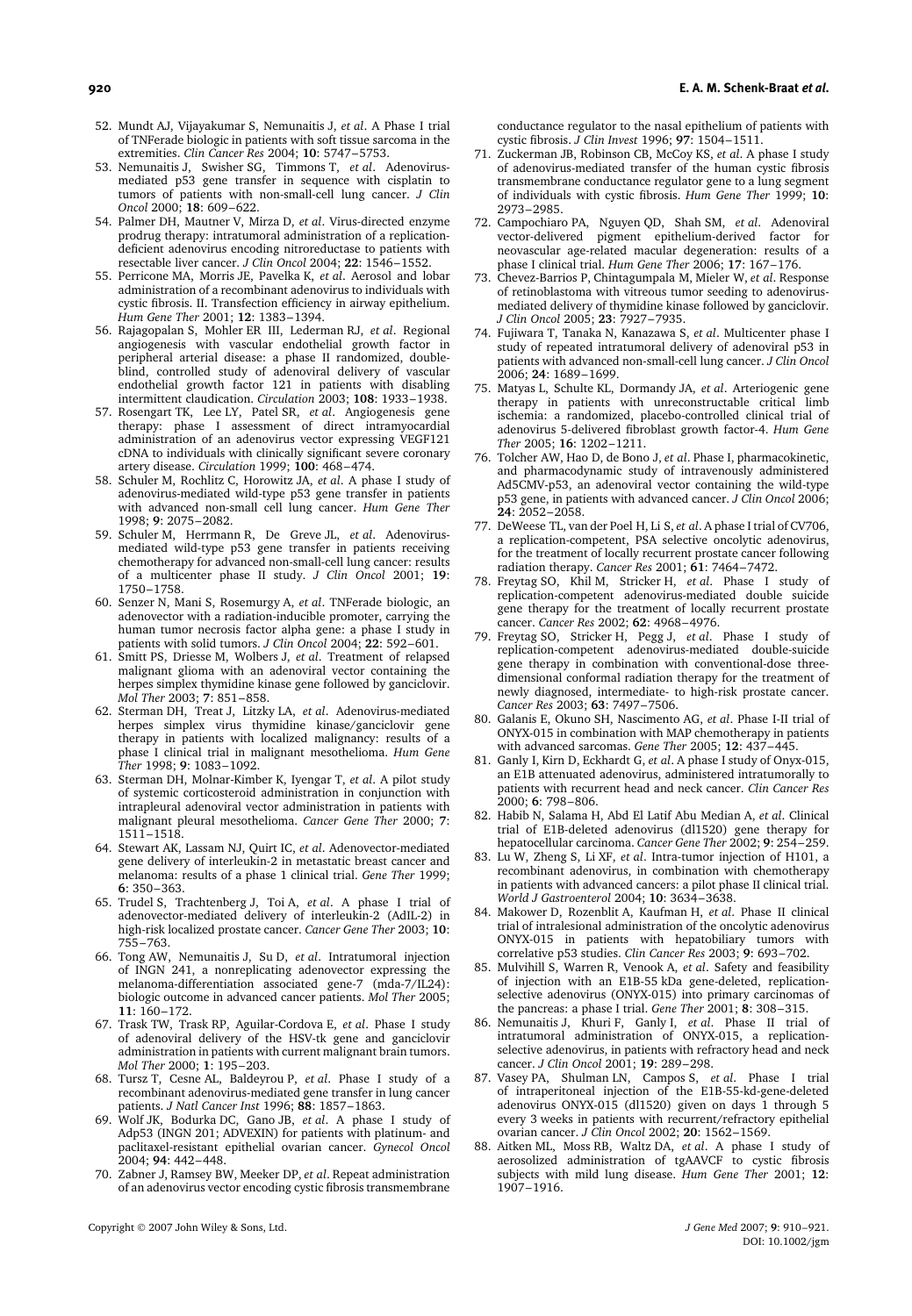52. Mundt AJ, Vijayakumar S, Nemunaitis J, *et al*. A Phase I trial of TNFerade biologic in patients with soft tissue sarcoma in the extremities. *Clin Cancer Res* 2004; **10**: 5747–5753.
53. Nemunaitis J, Swisher SG, Timmons T, *et al*. Adenovirus-mediated p53 gene transfer in sequence with cisplatin to tumors of patients with non-small-cell lung cancer. *J Clin Oncol* 2000; **18**: 609–622.
54. Palmer DH, Mautner V, Mirza D, *et al*. Virus-directed enzyme prodrug therapy: intratumoral administration of a replication-deficient adenovirus encoding nitroreductase to patients with resectable liver cancer. *J Clin Oncol* 2004; **22**: 1546–1552.
55. Perricone MA, Morris JE, Pavelka K, *et al*. Aerosol and lobar administration of a recombinant adenovirus to individuals with cystic fibrosis. II. Transfection efficiency in airway epithelium. *Hum Gene Ther* 2001; **12**: 1383–1394.
56. Rajagopalan S, Mohler ER III, Lederman RJ, *et al*. Regional angiogenesis with vascular endothelial growth factor in peripheral arterial disease: a phase II randomized, double-blind, controlled study of adenoviral delivery of vascular endothelial growth factor 121 in patients with disabling intermittent claudication. *Circulation* 2003; **108**: 1933–1938.
57. Rosengart TK, Lee LY, Patel SR, *et al*. Angiogenesis gene therapy: phase I assessment of direct intramyocardial administration of an adenovirus vector expressing VEGF121 cDNA to individuals with clinically significant severe coronary artery disease. *Circulation* 1999; **100**: 468–474.
58. Schuler M, Rochlitz C, Horowitz JA, *et al*. A phase I study of adenovirus-mediated wild-type p53 gene transfer in patients with advanced non-small cell lung cancer. *Hum Gene Ther* 1998; **9**: 2075–2082.
59. Schuler M, Herrmann R, De Greve JL, *et al*. Adenovirus-mediated wild-type p53 gene transfer in patients receiving chemotherapy for advanced non-small-cell lung cancer: results of a multicenter phase II study. *J Clin Oncol* 2001; **19**: 1750–1758.
60. Senzer N, Mani S, Rosemurgy A, *et al*. TNFerade biologic, an adenovector with a radiation-inducible promoter, carrying the human tumor necrosis factor alpha gene: a phase I study in patients with solid tumors. *J Clin Oncol* 2004; **22**: 592–601.
61. Smitt PS, Driesse M, Wolbers J, *et al*. Treatment of relapsed malignant glioma with an adenoviral vector containing the herpes simplex thymidine kinase gene followed by ganciclovir. *Mol Ther* 2003; **7**: 851–858.
62. Sterman DH, Treat J, Litzky LA, *et al*. Adenovirus-mediated herpes simplex virus thymidine kinase/ganciclovir gene therapy in patients with localized malignancy: results of a phase I clinical trial in malignant mesothelioma. *Hum Gene Ther* 1998; **9**: 1083–1092.
63. Sterman DH, Molnar-Kimber K, Iyengar T, *et al*. A pilot study of systemic corticosteroid administration in conjunction with intrapleural adenoviral vector administration in patients with malignant pleural mesothelioma. *Cancer Gene Ther* 2000; **7**: 1511–1518.
64. Stewart AK, Lassam NJ, Quirt IC, *et al*. Adenovector-mediated gene delivery of interleukin-2 in metastatic breast cancer and melanoma: results of a phase 1 clinical trial. *Gene Ther* 1999; **6**: 350–363.
65. Trudel S, Trachtenberg J, Toi A, *et al*. A phase I trial of adenovector-mediated delivery of interleukin-2 (AdIL-2) in high-risk localized prostate cancer. *Cancer Gene Ther* 2003; **10**: 755–763.
66. Tong AW, Nemunaitis J, Su D, *et al*. Intratumoral injection of INGN 241, a nonreplicating adenovector expressing the melanoma-differentiation associated gene-7 (mda-7/IL24): biologic outcome in advanced cancer patients. *Mol Ther* 2005; **11**: 160–172.
67. Trask TW, Trask RP, Aguilar-Cordova E, *et al*. Phase I study of adenoviral delivery of the HSV-tk gene and ganciclovir administration in patients with current malignant brain tumors. *Mol Ther* 2000; **1**: 195–203.
68. Tursz T, Cesne AL, Baldeyrou P, *et al*. Phase I study of a recombinant adenovirus-mediated gene transfer in lung cancer patients. *J Natl Cancer Inst* 1996; **88**: 1857–1863.
69. Wolf JK, Bodurka DC, Gano JB, *et al*. A phase I study of Adp53 (INGN 201; ADVEXIN) for patients with platinum- and paclitaxel-resistant epithelial ovarian cancer. *Gynecol Oncol* 2004; **94**: 442–448.
70. Zabner J, Ramsey BW, Meeker DP, *et al*. Repeat administration of an adenovirus vector encoding cystic fibrosis transmembrane conductance regulator to the nasal epithelium of patients with cystic fibrosis. *J Clin Invest* 1996; **97**: 1504–1511.
71. Zuckerman JB, Robinson CB, McCoy KS, *et al*. A phase I study of adenovirus-mediated transfer of the human cystic fibrosis transmembrane conductance regulator gene to a lung segment of individuals with cystic fibrosis. *Hum Gene Ther* 1999; **10**: 2973–2985.
72. Campochiaro PA, Nguyen QD, Shah SM, *et al*. Adenoviral vector-delivered pigment epithelium-derived factor for neovascular age-related macular degeneration: results of a phase I clinical trial. *Hum Gene Ther* 2006; **17**: 167–176.
73. Chevez-Barrios P, Chintagumpala M, Mieler W, *et al*. Response of retinoblastoma with vitreous tumor seeding to adenovirus-mediated delivery of thymidine kinase followed by ganciclovir. *J Clin Oncol* 2005; **23**: 7927–7935.
74. Fujiwara T, Tanaka N, Kanazawa S, *et al*. Multicenter phase I study of repeated intratumoral delivery of adenoviral p53 in patients with advanced non-small-cell lung cancer. *J Clin Oncol* 2006; **24**: 1689–1699.
75. Matyas L, Schulte KL, Dormandy JA, *et al*. Arteriogenic gene therapy in patients with unreconstructable critical limb ischemia: a randomized, placebo-controlled clinical trial of adenovirus 5-delivered fibroblast growth factor-4. *Hum Gene Ther* 2005; **16**: 1202–1211.
76. Tolcher AW, Hao D, de Bono J, *et al*. Phase I, pharmacokinetic, and pharmacodynamic study of intravenously administered Ad5CMV-p53, an adenoviral vector containing the wild-type p53 gene, in patients with advanced cancer. *J Clin Oncol* 2006; **24**: 2052–2058.
77. DeWeese TL, van der Poel H, Li S, *et al*. A phase I trial of CV706, a replication-competent, PSA selective oncolytic adenovirus, for the treatment of locally recurrent prostate cancer following radiation therapy. *Cancer Res* 2001; **61**: 7464–7472.
78. Freytag SO, Khil M, Stricker H, *et al*. Phase I study of replication-competent adenovirus-mediated double suicide gene therapy for the treatment of locally recurrent prostate cancer. *Cancer Res* 2002; **62**: 4968–4976.
79. Freytag SO, Stricker H, Pegg J, *et al*. Phase I study of replication-competent adenovirus-mediated double-suicide gene therapy in combination with conventional-dose three-dimensional conformal radiation therapy for the treatment of newly diagnosed, intermediate- to high-risk prostate cancer. *Cancer Res* 2003; **63**: 7497–7506.
80. Galanis E, Okuno SH, Nascimento AG, *et al*. Phase I-II trial of ONYX-015 in combination with MAP chemotherapy in patients with advanced sarcomas. *Gene Ther* 2005; **12**: 437–445.
81. Ganly I, Kirn D, Eckhardt G, *et al*. A phase I study of Onyx-015, an E1B attenuated adenovirus, administered intratumorally to patients with recurrent head and neck cancer. *Clin Cancer Res* 2000; **6**: 798–806.
82. Habib N, Salama H, Abd El Latif Abu Median A, *et al*. Clinical trial of E1B-deleted adenovirus (dl1520) gene therapy for hepatocellular carcinoma. *Cancer Gene Ther* 2002; **9**: 254–259.
83. Lu W, Zheng S, Li XF, *et al*. Intra-tumor injection of H101, a recombinant adenovirus, in combination with chemotherapy in patients with advanced cancers: a pilot phase II clinical trial. *World J Gastroenterol* 2004; **10**: 3634–3638.
84. Makower D, Rozenblit A, Kaufman H, *et al*. Phase II clinical trial of intralesional administration of the oncolytic adenovirus ONYX-015 in patients with hepatobiliary tumors with correlative p53 studies. *Clin Cancer Res* 2003; **9**: 693–702.
85. Mulvihill S, Warren R, Venook A, *et al*. Safety and feasibility of injection with an E1B-55 kDa gene-deleted, replication-selective adenovirus (ONYX-015) into primary carcinomas of the pancreas: a phase I trial. *Gene Ther* 2001; **8**: 308–315.
86. Nemunaitis J, Khuri F, Ganly I, *et al*. Phase II trial of intratumoral administration of ONYX-015, a replication-selective adenovirus, in patients with refractory head and neck cancer. *J Clin Oncol* 2001; **19**: 289–298.
87. Vasey PA, Shulman LN, Campos S, *et al*. Phase I trial of intraperitoneal injection of the E1B-55-kd-gene-deleted adenovirus ONYX-015 (dl1520) given on days 1 through 5 every 3 weeks in patients with recurrent/refractory epithelial ovarian cancer. *J Clin Oncol* 2002; **20**: 1562–1569.
88. Aitken ML, Moss RB, Waltz DA, *et al*. A phase I study of aerosolized administration of tgAAVCF to cystic fibrosis subjects with mild lung disease. *Hum Gene Ther* 2001; **12**: 1907–1916.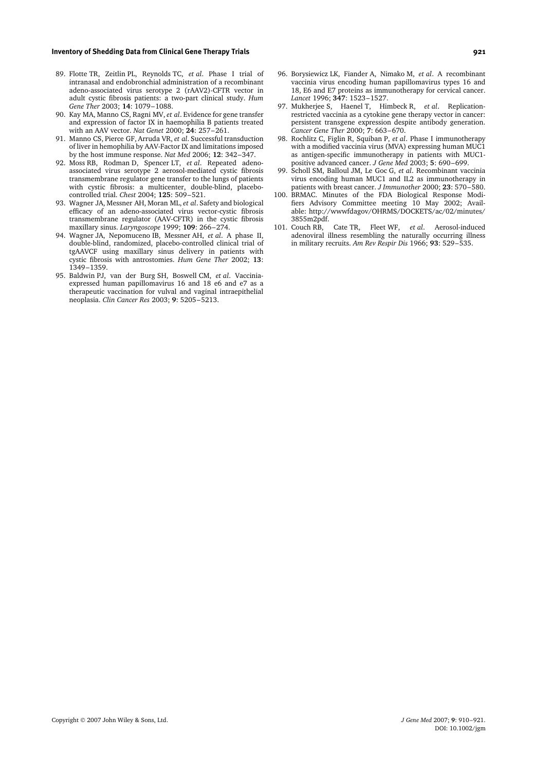89. Flotte TR, Zeitlin PL, Reynolds TC, *et al*. Phase I trial of intranasal and endobronchial administration of a recombinant adeno-associated virus serotype 2 (rAAV2)-CFTR vector in adult cystic fibrosis patients: a two-part clinical study. *Hum Gene Ther* 2003; **14**: 1079–1088.
90. Kay MA, Manno CS, Ragni MV, *et al*. Evidence for gene transfer and expression of factor IX in haemophilia B patients treated with an AAV vector. *Nat Genet* 2000; **24**: 257–261.
91. Manno CS, Pierce GF, Arruda VR, *et al*. Successful transduction of liver in hemophilia by AAV-Factor IX and limitations imposed by the host immune response. *Nat Med* 2006; **12**: 342–347.
92. Moss RB, Rodman D, Spencer LT, *et al*. Repeated adeno-associated virus serotype 2 aerosol-mediated cystic fibrosis transmembrane regulator gene transfer to the lungs of patients with cystic fibrosis: a multicenter, double-blind, placebo-controlled trial. *Chest* 2004; **125**: 509–521.
93. Wagner JA, Messner AH, Moran ML, *et al*. Safety and biological efficacy of an adeno-associated virus vector-cystic fibrosis transmembrane regulator (AAV-CFTR) in the cystic fibrosis maxillary sinus. *Laryngoscope* 1999; **109**: 266–274.
94. Wagner JA, Nepomuceno IB, Messner AH, *et al*. A phase II, double-blind, randomized, placebo-controlled clinical trial of tgAAVCF using maxillary sinus delivery in patients with cystic fibrosis with antrostomies. *Hum Gene Ther* 2002; **13**: 1349–1359.
95. Baldwin PJ, van der Burg SH, Boswell CM, *et al*. Vaccinia-expressed human papillomavirus 16 and 18 e6 and e7 as a therapeutic vaccination for vulval and vaginal intraepithelial neoplasia. *Clin Cancer Res* 2003; **9**: 5205–5213.
96. Borysiewicz LK, Fiander A, Nimako M, *et al*. A recombinant vaccinia virus encoding human papillomavirus types 16 and 18, E6 and E7 proteins as immunotherapy for cervical cancer. *Lancet* 1996; **347**: 1523–1527.
97. Mukherjee S, Haenel T, Himbeck R, *et al*. Replication-restricted vaccinia as a cytokine gene therapy vector in cancer: persistent transgene expression despite antibody generation. *Cancer Gene Ther* 2000; **7**: 663–670.
98. Rochlitz C, Figlin R, Squiban P, *et al*. Phase I immunotherapy with a modified vaccinia virus (MVA) expressing human MUC1 as antigen-specific immunotherapy in patients with MUC1-positive advanced cancer. *J Gene Med* 2003; **5**: 690–699.
99. Scholl SM, Balloul JM, Le Goc G, *et al*. Recombinant vaccinia virus encoding human MUC1 and IL2 as immunotherapy in patients with breast cancer. *J Immunother* 2000; **23**: 570–580.
100. BRMAC. Minutes of the FDA Biological Response Modifiers Advisory Committee meeting 10 May 2002; Available: http://wwwfdagov/OHRMS/DOCKETS/ac/02/minutes/3855m2pdf.
101. Couch RB, Cate TR, Fleet WF, *et al*. Aerosol-induced adenoviral illness resembling the naturally occurring illness in military recruits. *Am Rev Respir Dis* 1966; **93**: 529–535.